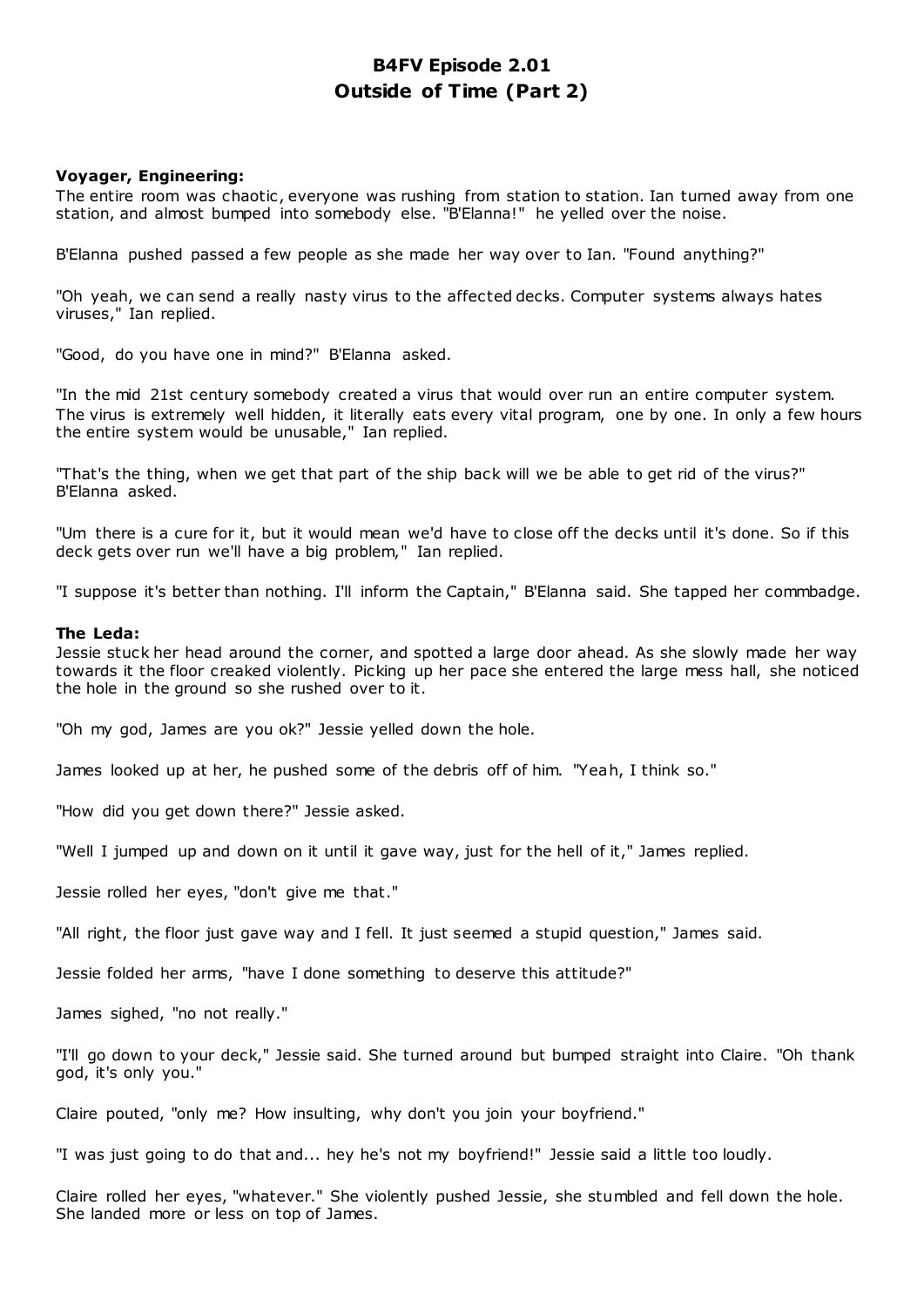# B4FV Episode 2.01
# Outside of Time (Part 2)

**Voyager, Engineering:**
The entire room was chaotic, everyone was rushing from station to station. Ian turned away from one station, and almost bumped into somebody else. "B'Elanna!" he yelled over the noise.

B'Elanna pushed passed a few people as she made her way over to Ian. "Found anything?"

"Oh yeah, we can send a really nasty virus to the affected decks. Computer systems always hates viruses," Ian replied.

"Good, do you have one in mind?" B'Elanna asked.

"In the mid 21st century somebody created a virus that would over run an entire computer system. The virus is extremely well hidden, it literally eats every vital program, one by one. In only a few hours the entire system would be unusable," Ian replied.

"That's the thing, when we get that part of the ship back will we be able to get rid of the virus?" B'Elanna asked.

"Um there is a cure for it, but it would mean we'd have to close off the decks until it's done. So if this deck gets over run we'll have a big problem," Ian replied.

"I suppose it's better than nothing. I'll inform the Captain," B'Elanna said. She tapped her commbadge.

**The Leda:**
Jessie stuck her head around the corner, and spotted a large door ahead. As she slowly made her way towards it the floor creaked violently. Picking up her pace she entered the large mess hall, she noticed the hole in the ground so she rushed over to it.

"Oh my god, James are you ok?" Jessie yelled down the hole.

James looked up at her, he pushed some of the debris off of him. "Yeah, I think so."

"How did you get down there?" Jessie asked.

"Well I jumped up and down on it until it gave way, just for the hell of it," James replied.

Jessie rolled her eyes, "don't give me that."

"All right, the floor just gave way and I fell. It just seemed a stupid question," James said.

Jessie folded her arms, "have I done something to deserve this attitude?"

James sighed, "no not really."

"I'll go down to your deck," Jessie said. She turned around but bumped straight into Claire. "Oh thank god, it's only you."

Claire pouted, "only me? How insulting, why don't you join your boyfriend."

"I was just going to do that and... hey he's not my boyfriend!" Jessie said a little too loudly.

Claire rolled her eyes, "whatever." She violently pushed Jessie, she stumbled and fell down the hole. She landed more or less on top of James.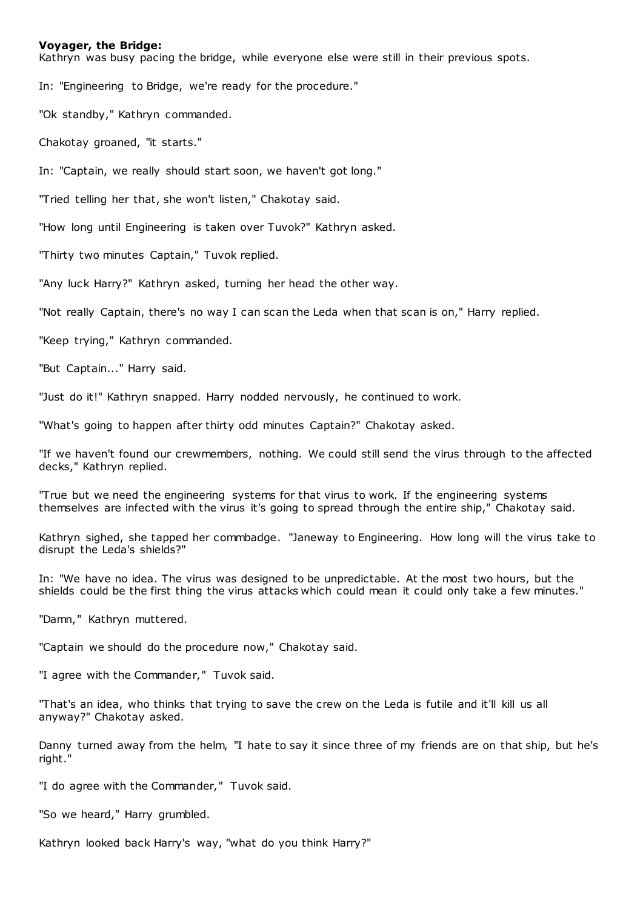**Voyager, the Bridge:**

Kathryn was busy pacing the bridge, while everyone else were still in their previous spots.

In: "Engineering to Bridge, we're ready for the procedure."

"Ok standby," Kathryn commanded.

Chakotay groaned, "it starts."

In: "Captain, we really should start soon, we haven't got long."

"Tried telling her that, she won't listen," Chakotay said.

"How long until Engineering is taken over Tuvok?" Kathryn asked.

"Thirty two minutes Captain," Tuvok replied.

"Any luck Harry?" Kathryn asked, turning her head the other way.

"Not really Captain, there's no way I can scan the Leda when that scan is on," Harry replied.

"Keep trying," Kathryn commanded.

"But Captain..." Harry said.

"Just do it!" Kathryn snapped. Harry nodded nervously, he continued to work.

"What's going to happen after thirty odd minutes Captain?" Chakotay asked.

"If we haven't found our crewmembers, nothing. We could still send the virus through to the affected decks," Kathryn replied.

"True but we need the engineering systems for that virus to work. If the engineering systems themselves are infected with the virus it's going to spread through the entire ship," Chakotay said.

Kathryn sighed, she tapped her commbadge. "Janeway to Engineering. How long will the virus take to disrupt the Leda's shields?"

In: "We have no idea. The virus was designed to be unpredictable. At the most two hours, but the shields could be the first thing the virus attacks which could mean it could only take a few minutes."

"Damn," Kathryn muttered.

"Captain we should do the procedure now," Chakotay said.

"I agree with the Commander," Tuvok said.

"That's an idea, who thinks that trying to save the crew on the Leda is futile and it'll kill us all anyway?" Chakotay asked.

Danny turned away from the helm, "I hate to say it since three of my friends are on that ship, but he's right."

"I do agree with the Commander," Tuvok said.

"So we heard," Harry grumbled.

Kathryn looked back Harry's way, "what do you think Harry?"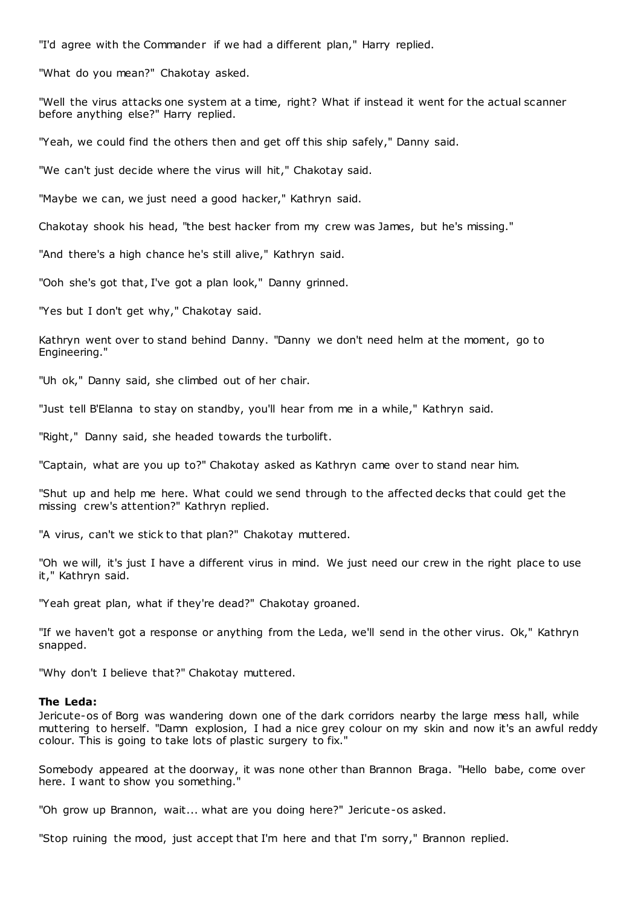"I'd agree with the Commander if we had a different plan," Harry replied.

"What do you mean?" Chakotay asked.

"Well the virus attacks one system at a time, right? What if instead it went for the actual scanner before anything else?" Harry replied.

"Yeah, we could find the others then and get off this ship safely," Danny said.

"We can't just decide where the virus will hit," Chakotay said.

"Maybe we can, we just need a good hacker," Kathryn said.

Chakotay shook his head, "the best hacker from my crew was James, but he's missing."

"And there's a high chance he's still alive," Kathryn said.

"Ooh she's got that, I've got a plan look," Danny grinned.

"Yes but I don't get why," Chakotay said.

Kathryn went over to stand behind Danny. "Danny we don't need helm at the moment, go to Engineering."

"Uh ok," Danny said, she climbed out of her chair.

"Just tell B'Elanna to stay on standby, you'll hear from me in a while," Kathryn said.

"Right," Danny said, she headed towards the turbolift.

"Captain, what are you up to?" Chakotay asked as Kathryn came over to stand near him.

"Shut up and help me here. What could we send through to the affected decks that could get the missing crew's attention?" Kathryn replied.

"A virus, can't we stick to that plan?" Chakotay muttered.

"Oh we will, it's just I have a different virus in mind. We just need our crew in the right place to use it," Kathryn said.

"Yeah great plan, what if they're dead?" Chakotay groaned.

"If we haven't got a response or anything from the Leda, we'll send in the other virus. Ok," Kathryn snapped.

"Why don't I believe that?" Chakotay muttered.

**The Leda:**
Jericute-os of Borg was wandering down one of the dark corridors nearby the large mess hall, while muttering to herself. "Damn explosion, I had a nice grey colour on my skin and now it's an awful reddy colour. This is going to take lots of plastic surgery to fix."

Somebody appeared at the doorway, it was none other than Brannon Braga. "Hello babe, come over here. I want to show you something."

"Oh grow up Brannon, wait... what are you doing here?" Jericute-os asked.

"Stop ruining the mood, just accept that I'm here and that I'm sorry," Brannon replied.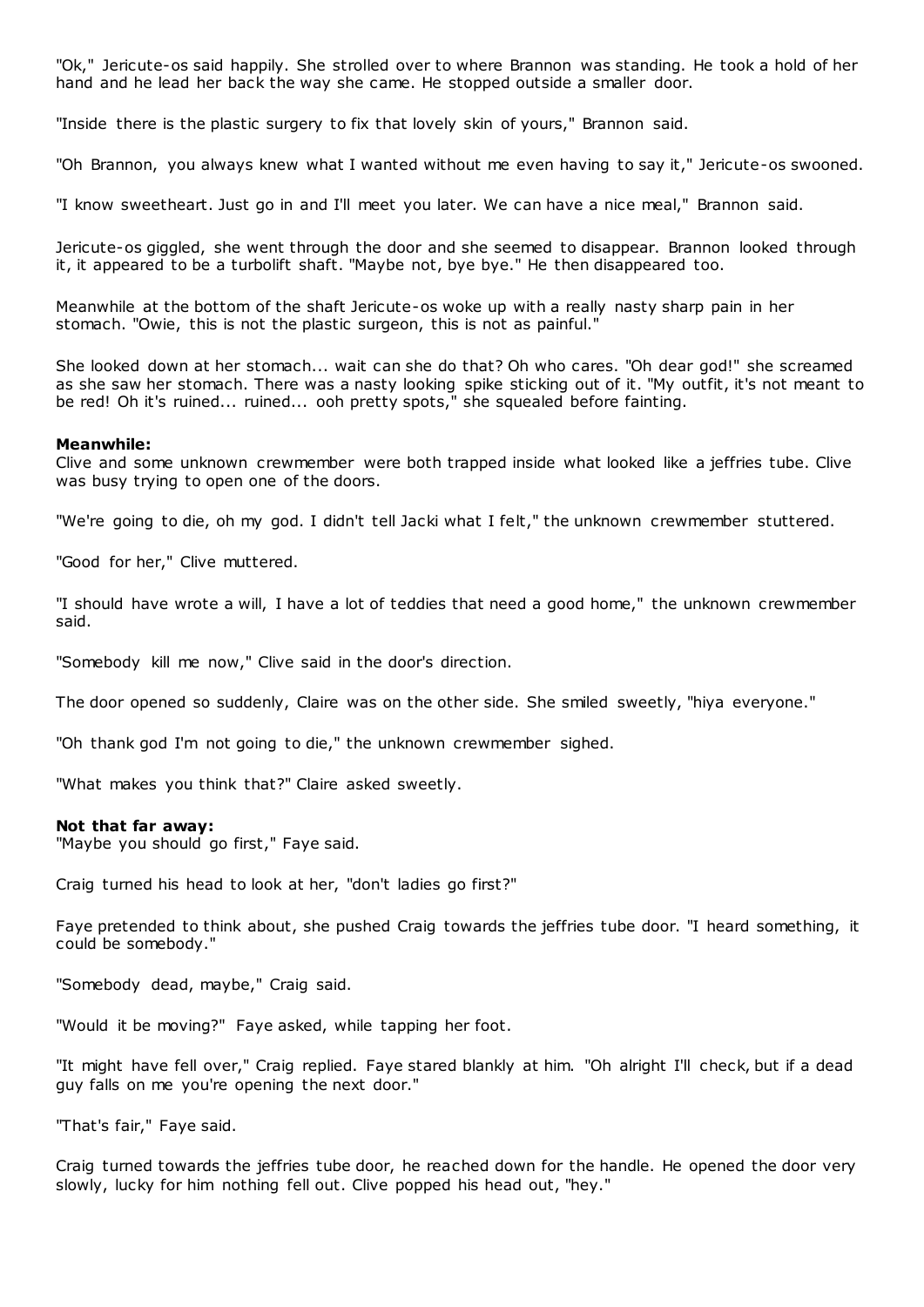"Ok," Jericute-os said happily. She strolled over to where Brannon was standing. He took a hold of her hand and he lead her back the way she came. He stopped outside a smaller door.

"Inside there is the plastic surgery to fix that lovely skin of yours," Brannon said.

"Oh Brannon, you always knew what I wanted without me even having to say it," Jericute-os swooned.

"I know sweetheart. Just go in and I'll meet you later. We can have a nice meal," Brannon said.

Jericute-os giggled, she went through the door and she seemed to disappear. Brannon looked through it, it appeared to be a turbolift shaft. "Maybe not, bye bye." He then disappeared too.

Meanwhile at the bottom of the shaft Jericute-os woke up with a really nasty sharp pain in her stomach. "Owie, this is not the plastic surgeon, this is not as painful."

She looked down at her stomach... wait can she do that? Oh who cares. "Oh dear god!" she screamed as she saw her stomach. There was a nasty looking spike sticking out of it. "My outfit, it's not meant to be red! Oh it's ruined... ruined... ooh pretty spots," she squealed before fainting.

**Meanwhile:**
Clive and some unknown crewmember were both trapped inside what looked like a jeffries tube. Clive was busy trying to open one of the doors.

"We're going to die, oh my god. I didn't tell Jacki what I felt," the unknown crewmember stuttered.

"Good for her," Clive muttered.

"I should have wrote a will, I have a lot of teddies that need a good home," the unknown crewmember said.

"Somebody kill me now," Clive said in the door's direction.

The door opened so suddenly, Claire was on the other side. She smiled sweetly, "hiya everyone."

"Oh thank god I'm not going to die," the unknown crewmember sighed.

"What makes you think that?" Claire asked sweetly.

**Not that far away:**
"Maybe you should go first," Faye said.

Craig turned his head to look at her, "don't ladies go first?"

Faye pretended to think about, she pushed Craig towards the jeffries tube door. "I heard something, it could be somebody."

"Somebody dead, maybe," Craig said.

"Would it be moving?" Faye asked, while tapping her foot.

"It might have fell over," Craig replied. Faye stared blankly at him. "Oh alright I'll check, but if a dead guy falls on me you're opening the next door."

"That's fair," Faye said.

Craig turned towards the jeffries tube door, he reached down for the handle. He opened the door very slowly, lucky for him nothing fell out. Clive popped his head out, "hey."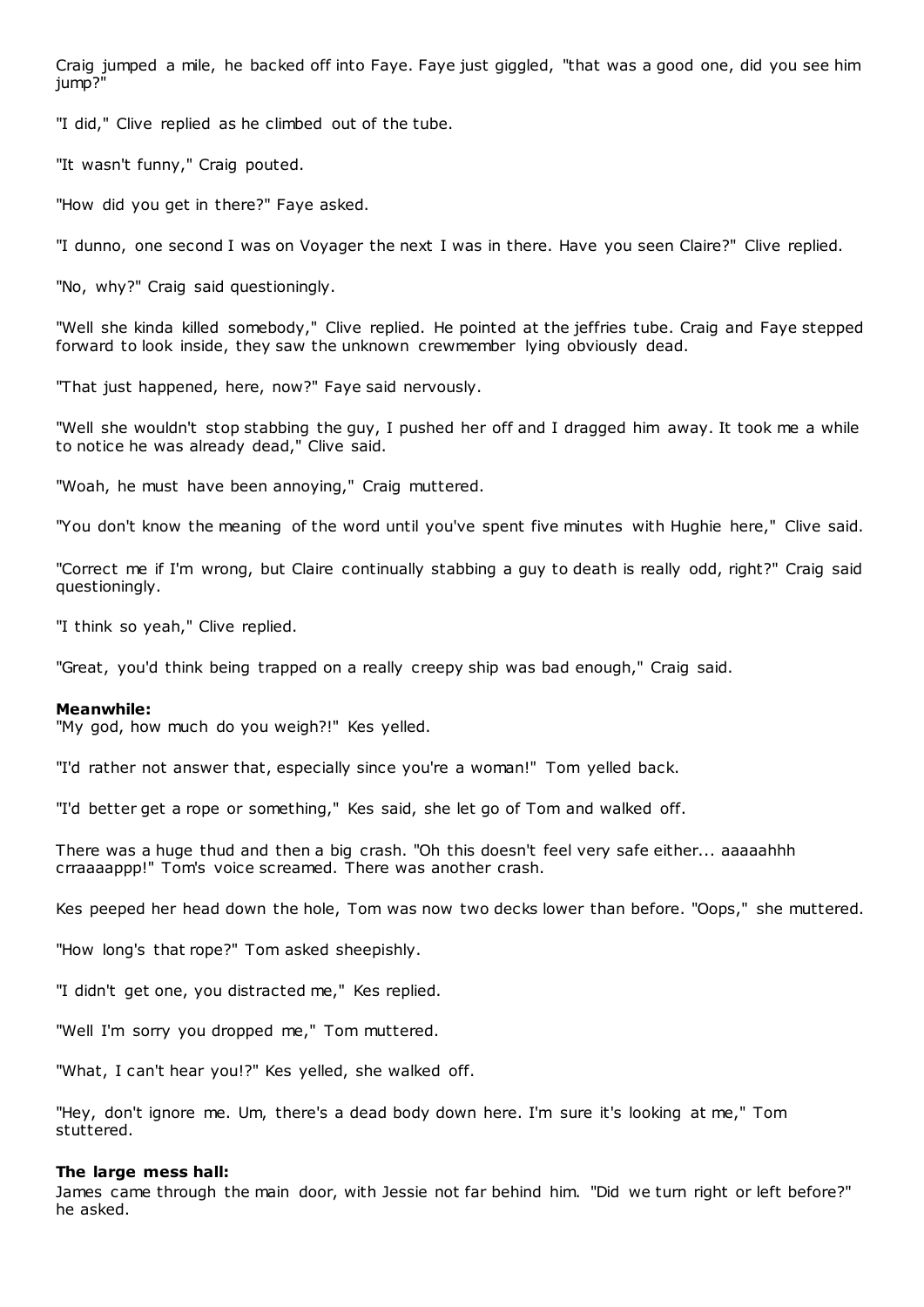Craig jumped a mile, he backed off into Faye. Faye just giggled, "that was a good one, did you see him jump?"

"I did," Clive replied as he climbed out of the tube.

"It wasn't funny," Craig pouted.

"How did you get in there?" Faye asked.

"I dunno, one second I was on Voyager the next I was in there. Have you seen Claire?" Clive replied.

"No, why?" Craig said questioningly.

"Well she kinda killed somebody," Clive replied. He pointed at the jeffries tube. Craig and Faye stepped forward to look inside, they saw the unknown crewmember lying obviously dead.

"That just happened, here, now?" Faye said nervously.

"Well she wouldn't stop stabbing the guy, I pushed her off and I dragged him away. It took me a while to notice he was already dead," Clive said.

"Woah, he must have been annoying," Craig muttered.

"You don't know the meaning of the word until you've spent five minutes with Hughie here," Clive said.

"Correct me if I'm wrong, but Claire continually stabbing a guy to death is really odd, right?" Craig said questioningly.

"I think so yeah," Clive replied.

"Great, you'd think being trapped on a really creepy ship was bad enough," Craig said.

**Meanwhile:**
"My god, how much do you weigh?!" Kes yelled.

"I'd rather not answer that, especially since you're a woman!" Tom yelled back.

"I'd better get a rope or something," Kes said, she let go of Tom and walked off.

There was a huge thud and then a big crash. "Oh this doesn't feel very safe either... aaaaahhh crraaaappp!" Tom's voice screamed. There was another crash.

Kes peeped her head down the hole, Tom was now two decks lower than before. "Oops," she muttered.

"How long's that rope?" Tom asked sheepishly.

"I didn't get one, you distracted me," Kes replied.

"Well I'm sorry you dropped me," Tom muttered.

"What, I can't hear you!?" Kes yelled, she walked off.

"Hey, don't ignore me. Um, there's a dead body down here. I'm sure it's looking at me," Tom stuttered.

**The large mess hall:**
James came through the main door, with Jessie not far behind him. "Did we turn right or left before?" he asked.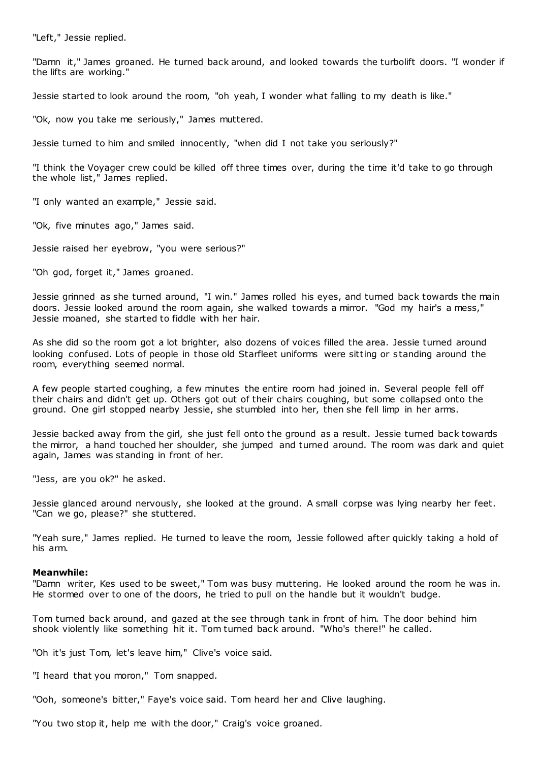"Left," Jessie replied.

"Damn it," James groaned. He turned back around, and looked towards the turbolift doors. "I wonder if the lifts are working."

Jessie started to look around the room, "oh yeah, I wonder what falling to my death is like."

"Ok, now you take me seriously," James muttered.

Jessie turned to him and smiled innocently, "when did I not take you seriously?"

"I think the Voyager crew could be killed off three times over, during the time it'd take to go through the whole list," James replied.

"I only wanted an example," Jessie said.

"Ok, five minutes ago," James said.

Jessie raised her eyebrow, "you were serious?"

"Oh god, forget it," James groaned.

Jessie grinned as she turned around, "I win." James rolled his eyes, and turned back towards the main doors. Jessie looked around the room again, she walked towards a mirror. "God my hair's a mess," Jessie moaned, she started to fiddle with her hair.

As she did so the room got a lot brighter, also dozens of voices filled the area. Jessie turned around looking confused. Lots of people in those old Starfleet uniforms were sitting or standing around the room, everything seemed normal.

A few people started coughing, a few minutes the entire room had joined in. Several people fell off their chairs and didn't get up. Others got out of their chairs coughing, but some collapsed onto the ground. One girl stopped nearby Jessie, she stumbled into her, then she fell limp in her arms.

Jessie backed away from the girl, she just fell onto the ground as a result. Jessie turned back towards the mirror, a hand touched her shoulder, she jumped and turned around. The room was dark and quiet again, James was standing in front of her.

"Jess, are you ok?" he asked.

Jessie glanced around nervously, she looked at the ground. A small corpse was lying nearby her feet. "Can we go, please?" she stuttered.

"Yeah sure," James replied. He turned to leave the room, Jessie followed after quickly taking a hold of his arm.

**Meanwhile:**
"Damn writer, Kes used to be sweet," Tom was busy muttering. He looked around the room he was in. He stormed over to one of the doors, he tried to pull on the handle but it wouldn't budge.

Tom turned back around, and gazed at the see through tank in front of him. The door behind him shook violently like something hit it. Tom turned back around. "Who's there!" he called.

"Oh it's just Tom, let's leave him," Clive's voice said.

"I heard that you moron," Tom snapped.

"Ooh, someone's bitter," Faye's voice said. Tom heard her and Clive laughing.

"You two stop it, help me with the door," Craig's voice groaned.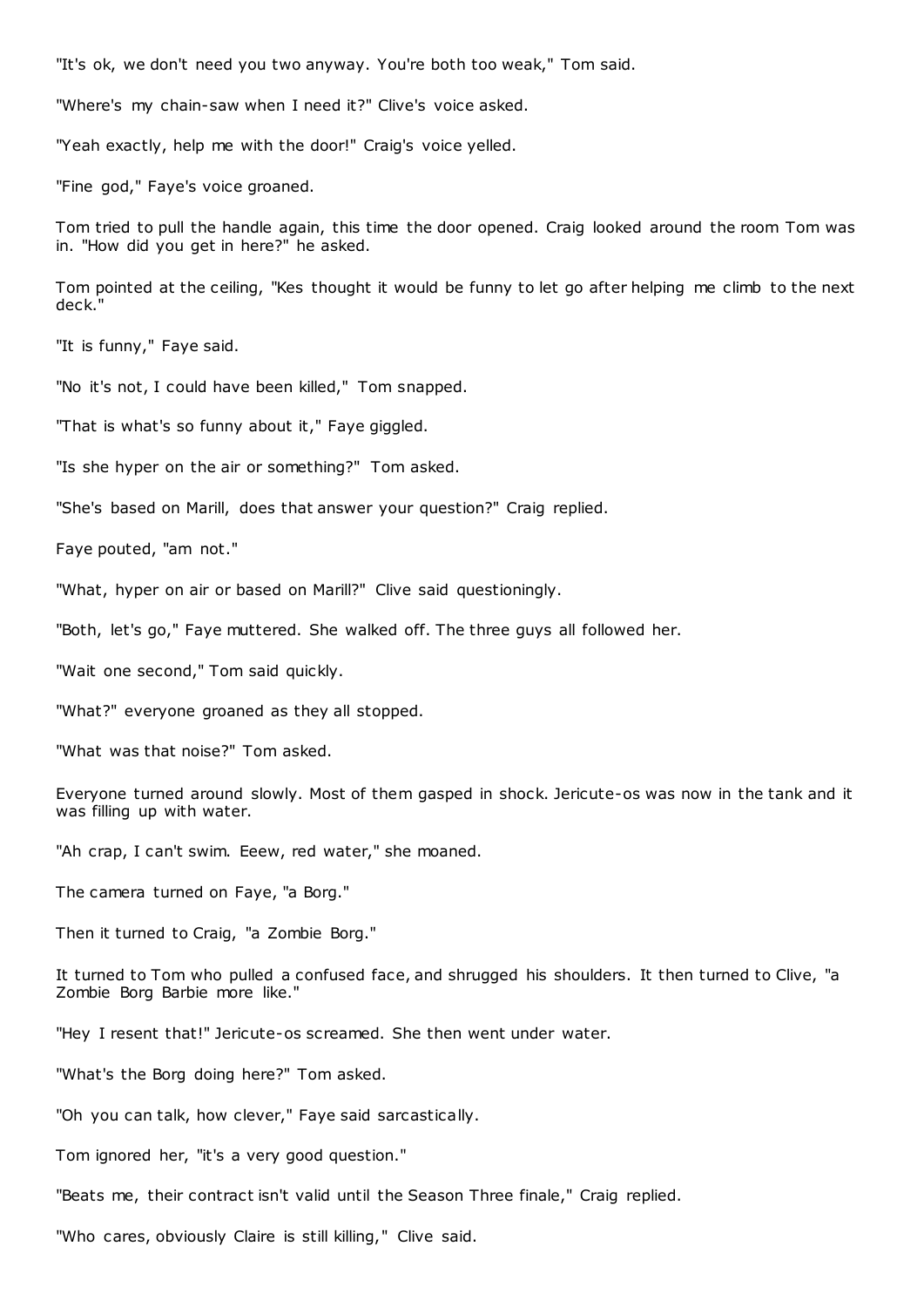"It's ok, we don't need you two anyway. You're both too weak," Tom said.

"Where's my chain-saw when I need it?" Clive's voice asked.

"Yeah exactly, help me with the door!" Craig's voice yelled.

"Fine god," Faye's voice groaned.

Tom tried to pull the handle again, this time the door opened. Craig looked around the room Tom was in. "How did you get in here?" he asked.

Tom pointed at the ceiling, "Kes thought it would be funny to let go after helping me climb to the next deck."

"It is funny," Faye said.

"No it's not, I could have been killed," Tom snapped.

"That is what's so funny about it," Faye giggled.

"Is she hyper on the air or something?" Tom asked.

"She's based on Marill, does that answer your question?" Craig replied.

Faye pouted, "am not."

"What, hyper on air or based on Marill?" Clive said questioningly.

"Both, let's go," Faye muttered. She walked off. The three guys all followed her.

"Wait one second," Tom said quickly.

"What?" everyone groaned as they all stopped.

"What was that noise?" Tom asked.

Everyone turned around slowly. Most of them gasped in shock. Jericute-os was now in the tank and it was filling up with water.

"Ah crap, I can't swim. Eeew, red water," she moaned.

The camera turned on Faye, "a Borg."

Then it turned to Craig, "a Zombie Borg."

It turned to Tom who pulled a confused face, and shrugged his shoulders. It then turned to Clive, "a Zombie Borg Barbie more like."

"Hey I resent that!" Jericute-os screamed. She then went under water.

"What's the Borg doing here?" Tom asked.

"Oh you can talk, how clever," Faye said sarcastically.

Tom ignored her, "it's a very good question."

"Beats me, their contract isn't valid until the Season Three finale," Craig replied.

"Who cares, obviously Claire is still killing," Clive said.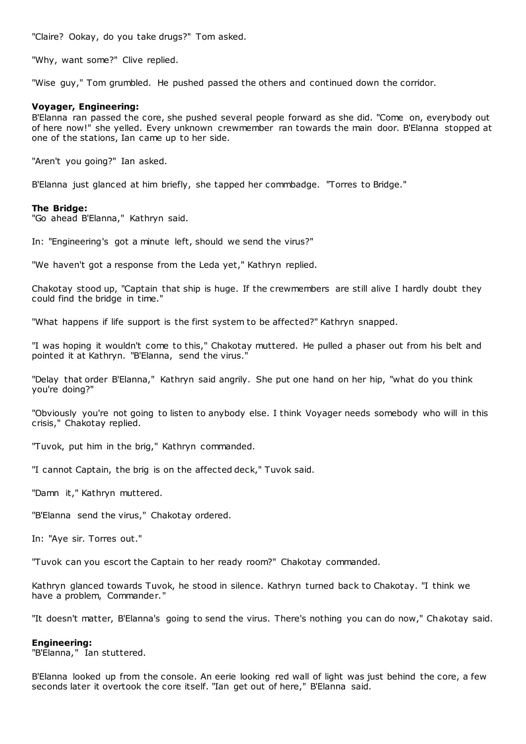"Claire? Ookay, do you take drugs?" Tom asked.

"Why, want some?" Clive replied.

"Wise guy," Tom grumbled. He pushed passed the others and continued down the corridor.

**Voyager, Engineering:**
B'Elanna ran passed the core, she pushed several people forward as she did. "Come on, everybody out of here now!" she yelled. Every unknown crewmember ran towards the main door. B'Elanna stopped at one of the stations, Ian came up to her side.

"Aren't you going?" Ian asked.

B'Elanna just glanced at him briefly, she tapped her commbadge. "Torres to Bridge."

**The Bridge:**
"Go ahead B'Elanna," Kathryn said.

In: "Engineering's got a minute left, should we send the virus?"

"We haven't got a response from the Leda yet," Kathryn replied.

Chakotay stood up, "Captain that ship is huge. If the crewmembers are still alive I hardly doubt they could find the bridge in time."

"What happens if life support is the first system to be affected?" Kathryn snapped.

"I was hoping it wouldn't come to this," Chakotay muttered. He pulled a phaser out from his belt and pointed it at Kathryn. "B'Elanna, send the virus."

"Delay that order B'Elanna," Kathryn said angrily. She put one hand on her hip, "what do you think you're doing?"

"Obviously you're not going to listen to anybody else. I think Voyager needs somebody who will in this crisis," Chakotay replied.

"Tuvok, put him in the brig," Kathryn commanded.

"I cannot Captain, the brig is on the affected deck," Tuvok said.

"Damn it," Kathryn muttered.

"B'Elanna send the virus," Chakotay ordered.

In: "Aye sir. Torres out."

"Tuvok can you escort the Captain to her ready room?" Chakotay commanded.

Kathryn glanced towards Tuvok, he stood in silence. Kathryn turned back to Chakotay. "I think we have a problem, Commander."

"It doesn't matter, B'Elanna's going to send the virus. There's nothing you can do now," Chakotay said.

**Engineering:**
"B'Elanna," Ian stuttered.

B'Elanna looked up from the console. An eerie looking red wall of light was just behind the core, a few seconds later it overtook the core itself. "Ian get out of here," B'Elanna said.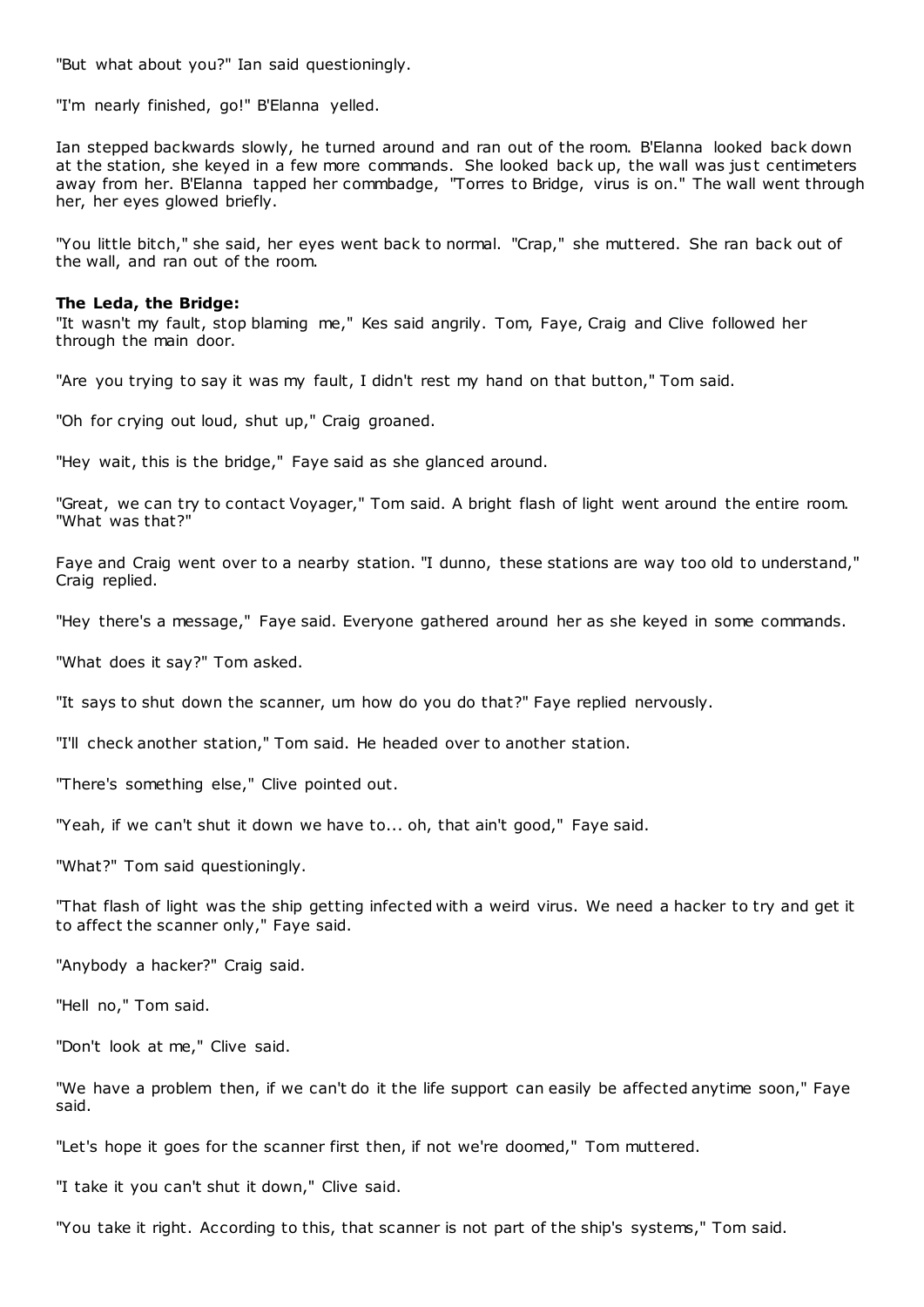"But what about you?" Ian said questioningly.

"I'm nearly finished, go!" B'Elanna yelled.

Ian stepped backwards slowly, he turned around and ran out of the room. B'Elanna looked back down at the station, she keyed in a few more commands. She looked back up, the wall was just centimeters away from her. B'Elanna tapped her commbadge, "Torres to Bridge, virus is on." The wall went through her, her eyes glowed briefly.

"You little bitch," she said, her eyes went back to normal. "Crap," she muttered. She ran back out of the wall, and ran out of the room.

**The Leda, the Bridge:**

"It wasn't my fault, stop blaming me," Kes said angrily. Tom, Faye, Craig and Clive followed her through the main door.

"Are you trying to say it was my fault, I didn't rest my hand on that button," Tom said.

"Oh for crying out loud, shut up," Craig groaned.

"Hey wait, this is the bridge," Faye said as she glanced around.

"Great, we can try to contact Voyager," Tom said. A bright flash of light went around the entire room. "What was that?"

Faye and Craig went over to a nearby station. "I dunno, these stations are way too old to understand," Craig replied.

"Hey there's a message," Faye said. Everyone gathered around her as she keyed in some commands.

"What does it say?" Tom asked.

"It says to shut down the scanner, um how do you do that?" Faye replied nervously.

"I'll check another station," Tom said. He headed over to another station.

"There's something else," Clive pointed out.

"Yeah, if we can't shut it down we have to... oh, that ain't good," Faye said.

"What?" Tom said questioningly.

"That flash of light was the ship getting infected with a weird virus. We need a hacker to try and get it to affect the scanner only," Faye said.

"Anybody a hacker?" Craig said.

"Hell no," Tom said.

"Don't look at me," Clive said.

"We have a problem then, if we can't do it the life support can easily be affected anytime soon," Faye said.

"Let's hope it goes for the scanner first then, if not we're doomed," Tom muttered.

"I take it you can't shut it down," Clive said.

"You take it right. According to this, that scanner is not part of the ship's systems," Tom said.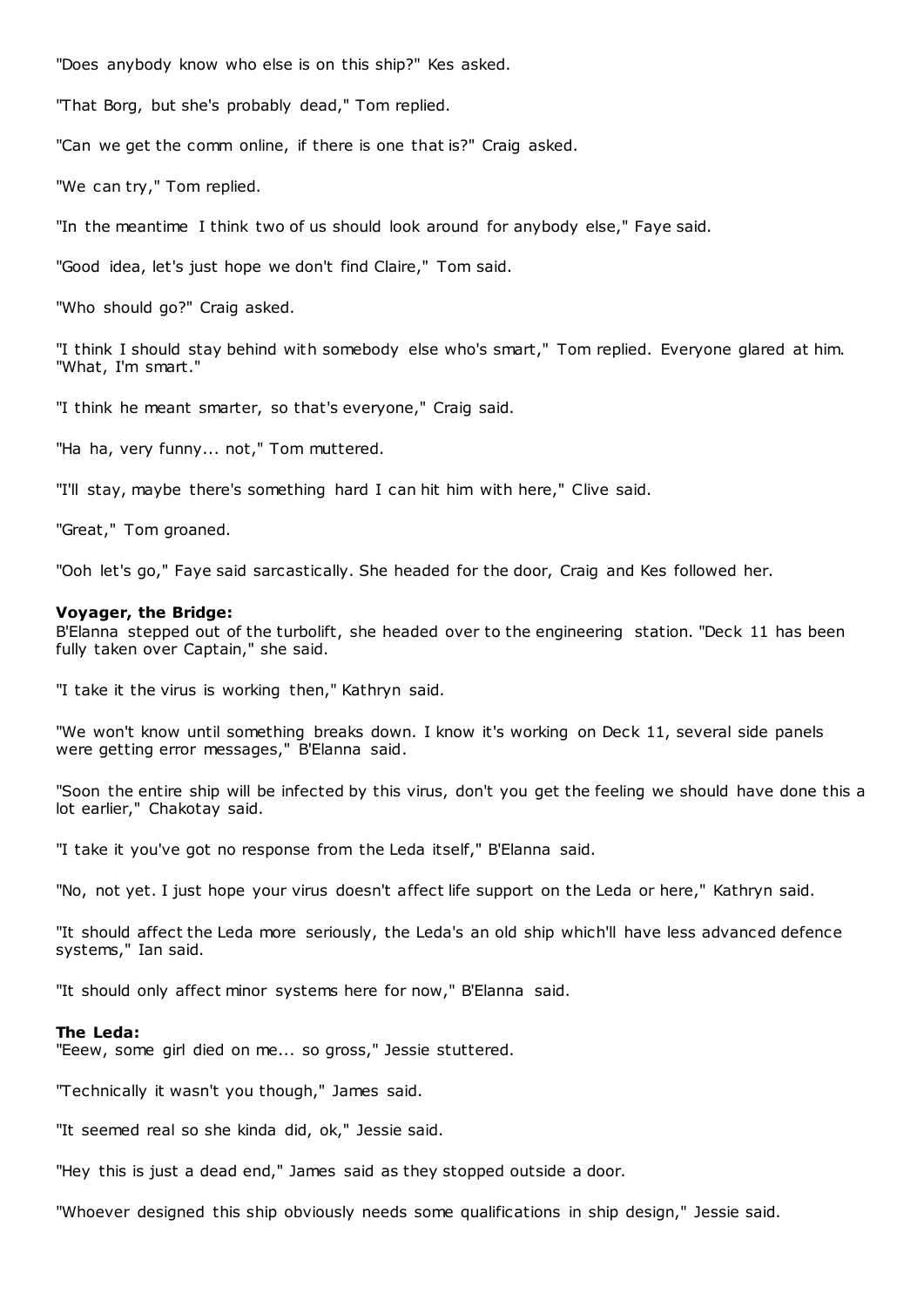"Does anybody know who else is on this ship?" Kes asked.

"That Borg, but she's probably dead," Tom replied.

"Can we get the comm online, if there is one that is?" Craig asked.

"We can try," Tom replied.

"In the meantime I think two of us should look around for anybody else," Faye said.

"Good idea, let's just hope we don't find Claire," Tom said.

"Who should go?" Craig asked.

"I think I should stay behind with somebody else who's smart," Tom replied. Everyone glared at him. "What, I'm smart."

"I think he meant smarter, so that's everyone," Craig said.

"Ha ha, very funny... not," Tom muttered.

"I'll stay, maybe there's something hard I can hit him with here," Clive said.

"Great," Tom groaned.

"Ooh let's go," Faye said sarcastically. She headed for the door, Craig and Kes followed her.

**Voyager, the Bridge:**
B'Elanna stepped out of the turbolift, she headed over to the engineering station. "Deck 11 has been fully taken over Captain," she said.

"I take it the virus is working then," Kathryn said.

"We won't know until something breaks down. I know it's working on Deck 11, several side panels were getting error messages," B'Elanna said.

"Soon the entire ship will be infected by this virus, don't you get the feeling we should have done this a lot earlier," Chakotay said.

"I take it you've got no response from the Leda itself," B'Elanna said.

"No, not yet. I just hope your virus doesn't affect life support on the Leda or here," Kathryn said.

"It should affect the Leda more seriously, the Leda's an old ship which'll have less advanced defence systems," Ian said.

"It should only affect minor systems here for now," B'Elanna said.

**The Leda:**
"Eeew, some girl died on me... so gross," Jessie stuttered.

"Technically it wasn't you though," James said.

"It seemed real so she kinda did, ok," Jessie said.

"Hey this is just a dead end," James said as they stopped outside a door.

"Whoever designed this ship obviously needs some qualifications in ship design," Jessie said.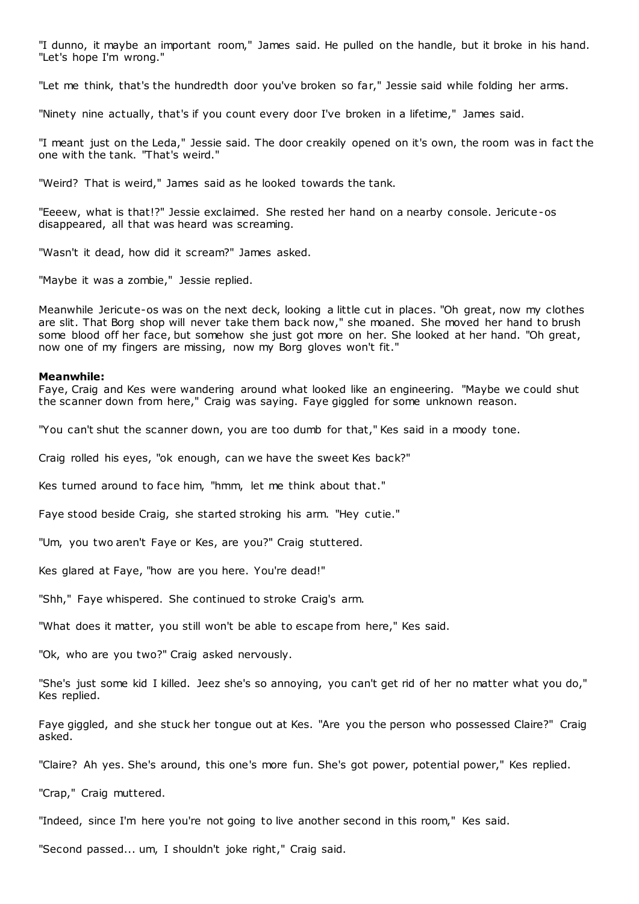"I dunno, it maybe an important room," James said. He pulled on the handle, but it broke in his hand. "Let's hope I'm wrong."

"Let me think, that's the hundredth door you've broken so far," Jessie said while folding her arms.

"Ninety nine actually, that's if you count every door I've broken in a lifetime," James said.

"I meant just on the Leda," Jessie said. The door creakily opened on it's own, the room was in fact the one with the tank. "That's weird."

"Weird? That is weird," James said as he looked towards the tank.

"Eeeew, what is that!?" Jessie exclaimed. She rested her hand on a nearby console. Jericute-os disappeared, all that was heard was screaming.

"Wasn't it dead, how did it scream?" James asked.

"Maybe it was a zombie," Jessie replied.

Meanwhile Jericute-os was on the next deck, looking a little cut in places. "Oh great, now my clothes are slit. That Borg shop will never take them back now," she moaned. She moved her hand to brush some blood off her face, but somehow she just got more on her. She looked at her hand. "Oh great, now one of my fingers are missing, now my Borg gloves won't fit."

**Meanwhile:**
Faye, Craig and Kes were wandering around what looked like an engineering. "Maybe we could shut the scanner down from here," Craig was saying. Faye giggled for some unknown reason.

"You can't shut the scanner down, you are too dumb for that," Kes said in a moody tone.

Craig rolled his eyes, "ok enough, can we have the sweet Kes back?"

Kes turned around to face him, "hmm, let me think about that."

Faye stood beside Craig, she started stroking his arm. "Hey cutie."

"Um, you two aren't Faye or Kes, are you?" Craig stuttered.

Kes glared at Faye, "how are you here. You're dead!"

"Shh," Faye whispered. She continued to stroke Craig's arm.

"What does it matter, you still won't be able to escape from here," Kes said.

"Ok, who are you two?" Craig asked nervously.

"She's just some kid I killed. Jeez she's so annoying, you can't get rid of her no matter what you do," Kes replied.

Faye giggled, and she stuck her tongue out at Kes. "Are you the person who possessed Claire?" Craig asked.

"Claire? Ah yes. She's around, this one's more fun. She's got power, potential power," Kes replied.

"Crap," Craig muttered.

"Indeed, since I'm here you're not going to live another second in this room," Kes said.

"Second passed... um, I shouldn't joke right," Craig said.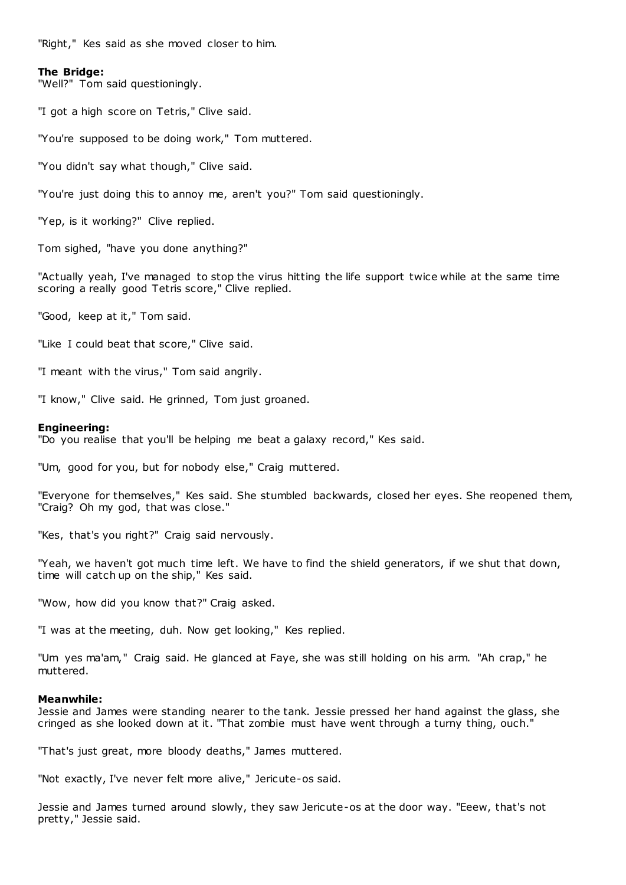"Right," Kes said as she moved closer to him.

**The Bridge:**
"Well?" Tom said questioningly.

"I got a high score on Tetris," Clive said.

"You're supposed to be doing work," Tom muttered.

"You didn't say what though," Clive said.

"You're just doing this to annoy me, aren't you?" Tom said questioningly.

"Yep, is it working?" Clive replied.

Tom sighed, "have you done anything?"

"Actually yeah, I've managed to stop the virus hitting the life support twice while at the same time scoring a really good Tetris score," Clive replied.

"Good, keep at it," Tom said.

"Like I could beat that score," Clive said.

"I meant with the virus," Tom said angrily.

"I know," Clive said. He grinned, Tom just groaned.

**Engineering:**
"Do you realise that you'll be helping me beat a galaxy record," Kes said.

"Um, good for you, but for nobody else," Craig muttered.

"Everyone for themselves," Kes said. She stumbled backwards, closed her eyes. She reopened them, "Craig? Oh my god, that was close."

"Kes, that's you right?" Craig said nervously.

"Yeah, we haven't got much time left. We have to find the shield generators, if we shut that down, time will catch up on the ship," Kes said.

"Wow, how did you know that?" Craig asked.

"I was at the meeting, duh. Now get looking," Kes replied.

"Um yes ma'am," Craig said. He glanced at Faye, she was still holding on his arm. "Ah crap," he muttered.

**Meanwhile:**
Jessie and James were standing nearer to the tank. Jessie pressed her hand against the glass, she cringed as she looked down at it. "That zombie must have went through a turny thing, ouch."

"That's just great, more bloody deaths," James muttered.

"Not exactly, I've never felt more alive," Jericute-os said.

Jessie and James turned around slowly, they saw Jericute-os at the door way. "Eeew, that's not pretty," Jessie said.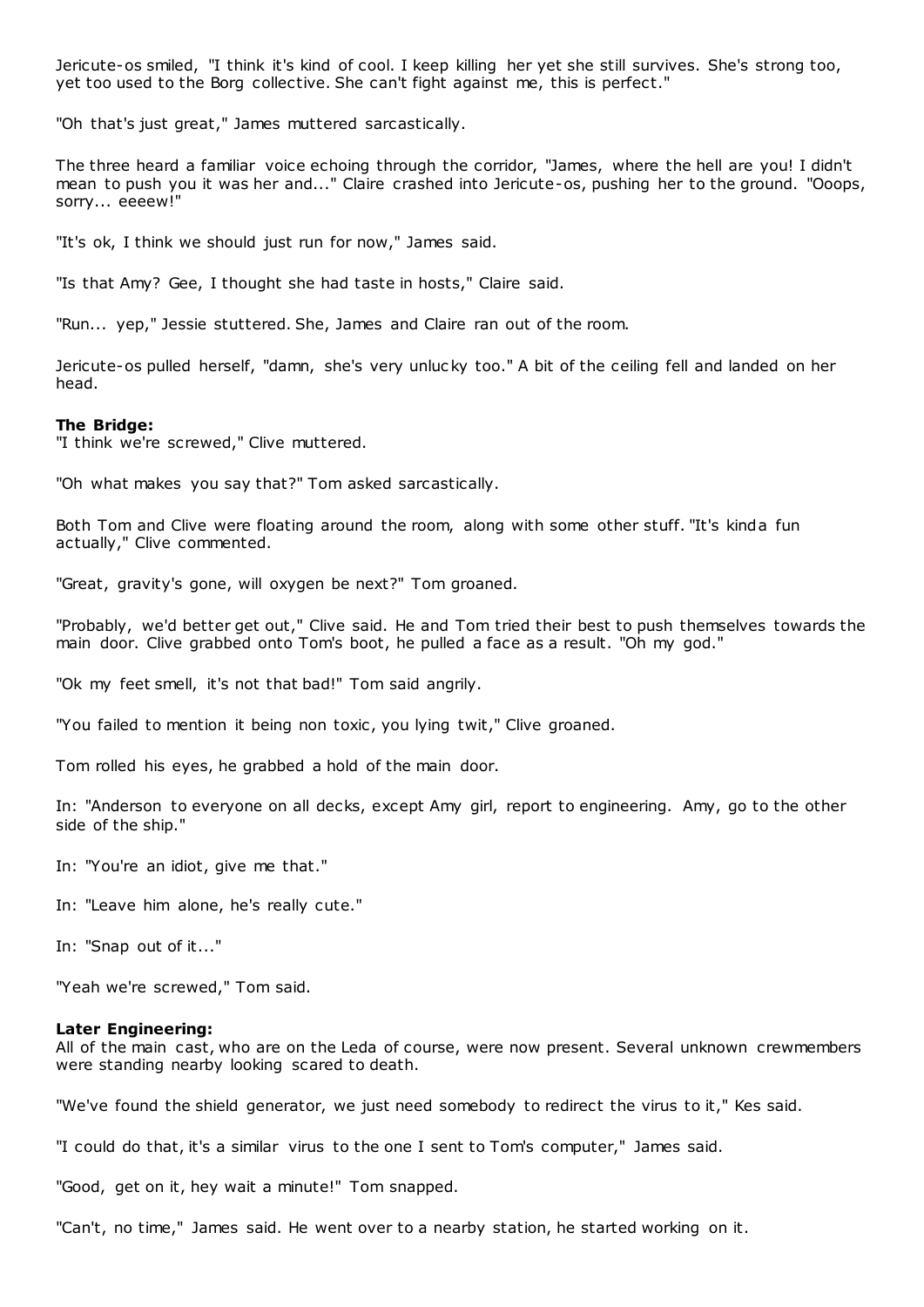Jericute-os smiled, "I think it's kind of cool. I keep killing her yet she still survives. She's strong too, yet too used to the Borg collective. She can't fight against me, this is perfect."

"Oh that's just great," James muttered sarcastically.

The three heard a familiar voice echoing through the corridor, "James, where the hell are you! I didn't mean to push you it was her and..." Claire crashed into Jericute-os, pushing her to the ground. "Ooops, sorry... eeeew!"

"It's ok, I think we should just run for now," James said.

"Is that Amy? Gee, I thought she had taste in hosts," Claire said.

"Run... yep," Jessie stuttered. She, James and Claire ran out of the room.

Jericute-os pulled herself, "damn, she's very unlucky too." A bit of the ceiling fell and landed on her head.

**The Bridge:**
"I think we're screwed," Clive muttered.

"Oh what makes you say that?" Tom asked sarcastically.

Both Tom and Clive were floating around the room, along with some other stuff. "It's kinda fun actually," Clive commented.

"Great, gravity's gone, will oxygen be next?" Tom groaned.

"Probably, we'd better get out," Clive said. He and Tom tried their best to push themselves towards the main door. Clive grabbed onto Tom's boot, he pulled a face as a result. "Oh my god."

"Ok my feet smell, it's not that bad!" Tom said angrily.

"You failed to mention it being non toxic, you lying twit," Clive groaned.

Tom rolled his eyes, he grabbed a hold of the main door.

In: "Anderson to everyone on all decks, except Amy girl, report to engineering. Amy, go to the other side of the ship."

In: "You're an idiot, give me that."

In: "Leave him alone, he's really cute."

In: "Snap out of it..."

"Yeah we're screwed," Tom said.

**Later Engineering:**
All of the main cast, who are on the Leda of course, were now present. Several unknown crewmembers were standing nearby looking scared to death.

"We've found the shield generator, we just need somebody to redirect the virus to it," Kes said.

"I could do that, it's a similar virus to the one I sent to Tom's computer," James said.

"Good, get on it, hey wait a minute!" Tom snapped.

"Can't, no time," James said. He went over to a nearby station, he started working on it.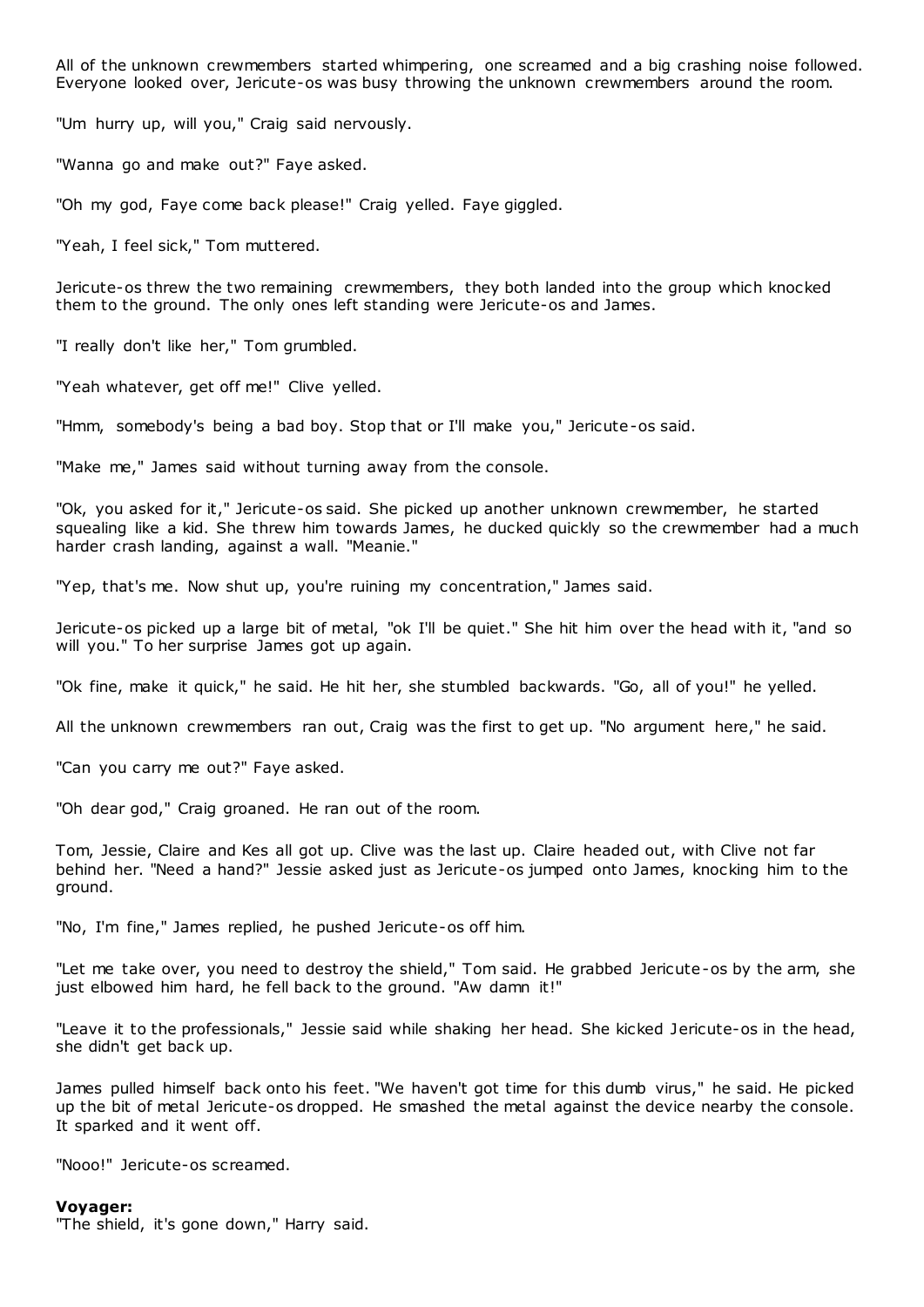All of the unknown crewmembers started whimpering, one screamed and a big crashing noise followed. Everyone looked over, Jericute-os was busy throwing the unknown crewmembers around the room.

"Um hurry up, will you," Craig said nervously.

"Wanna go and make out?" Faye asked.

"Oh my god, Faye come back please!" Craig yelled. Faye giggled.

"Yeah, I feel sick," Tom muttered.

Jericute-os threw the two remaining crewmembers, they both landed into the group which knocked them to the ground. The only ones left standing were Jericute-os and James.

"I really don't like her," Tom grumbled.

"Yeah whatever, get off me!" Clive yelled.

"Hmm, somebody's being a bad boy. Stop that or I'll make you," Jericute-os said.

"Make me," James said without turning away from the console.

"Ok, you asked for it," Jericute-os said. She picked up another unknown crewmember, he started squealing like a kid. She threw him towards James, he ducked quickly so the crewmember had a much harder crash landing, against a wall. "Meanie."

"Yep, that's me. Now shut up, you're ruining my concentration," James said.

Jericute-os picked up a large bit of metal, "ok I'll be quiet." She hit him over the head with it, "and so will you." To her surprise James got up again.

"Ok fine, make it quick," he said. He hit her, she stumbled backwards. "Go, all of you!" he yelled.

All the unknown crewmembers ran out, Craig was the first to get up. "No argument here," he said.

"Can you carry me out?" Faye asked.

"Oh dear god," Craig groaned. He ran out of the room.

Tom, Jessie, Claire and Kes all got up. Clive was the last up. Claire headed out, with Clive not far behind her. "Need a hand?" Jessie asked just as Jericute-os jumped onto James, knocking him to the ground.

"No, I'm fine," James replied, he pushed Jericute-os off him.

"Let me take over, you need to destroy the shield," Tom said. He grabbed Jericute-os by the arm, she just elbowed him hard, he fell back to the ground. "Aw damn it!"

"Leave it to the professionals," Jessie said while shaking her head. She kicked Jericute-os in the head, she didn't get back up.

James pulled himself back onto his feet. "We haven't got time for this dumb virus," he said. He picked up the bit of metal Jericute-os dropped. He smashed the metal against the device nearby the console. It sparked and it went off.

"Nooo!" Jericute-os screamed.

**Voyager:**
"The shield, it's gone down," Harry said.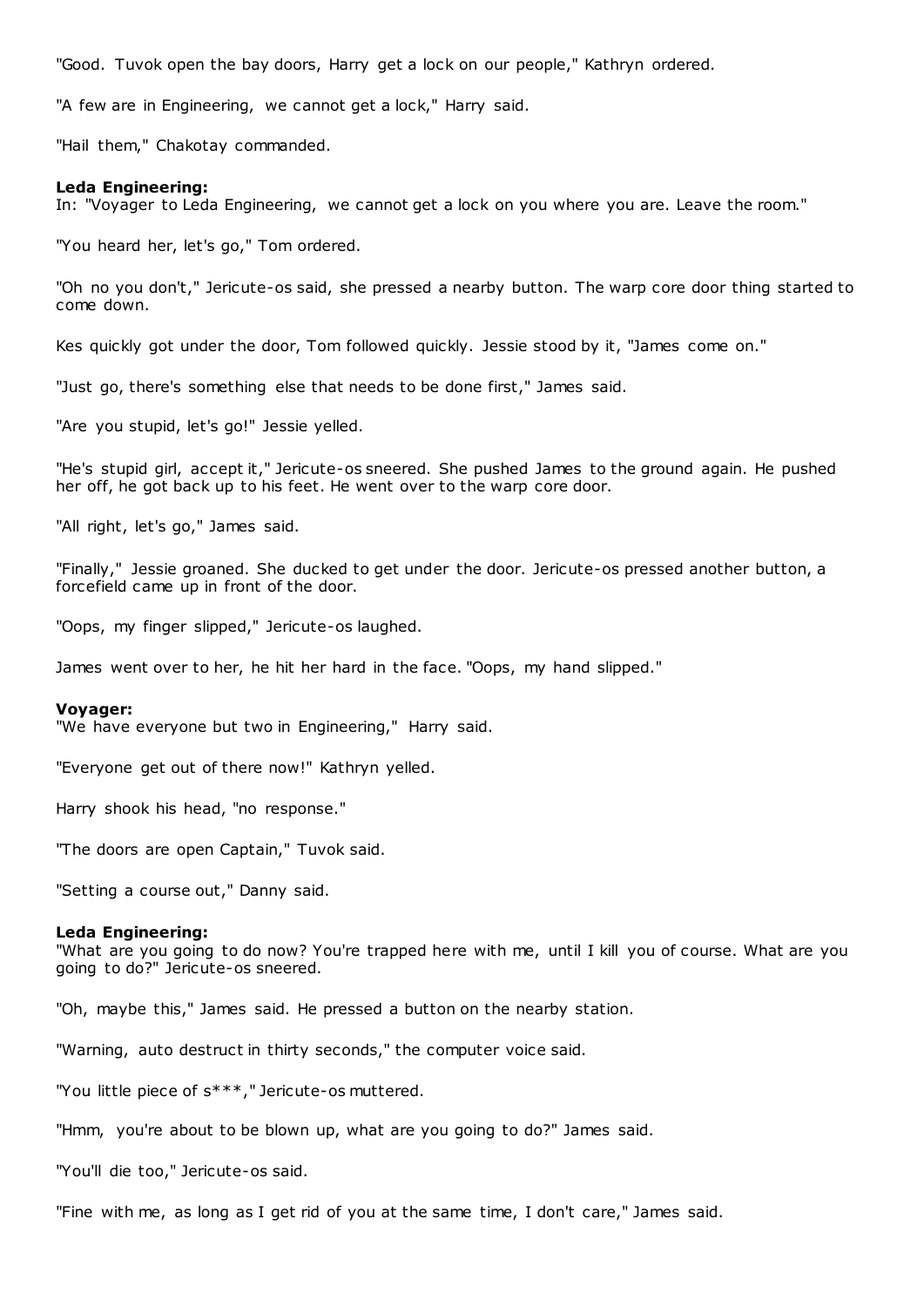"Good. Tuvok open the bay doors, Harry get a lock on our people," Kathryn ordered.

"A few are in Engineering, we cannot get a lock," Harry said.

"Hail them," Chakotay commanded.

**Leda Engineering:**
In: "Voyager to Leda Engineering, we cannot get a lock on you where you are. Leave the room."

"You heard her, let's go," Tom ordered.

"Oh no you don't," Jericute-os said, she pressed a nearby button. The warp core door thing started to come down.

Kes quickly got under the door, Tom followed quickly. Jessie stood by it, "James come on."

"Just go, there's something else that needs to be done first," James said.

"Are you stupid, let's go!" Jessie yelled.

"He's stupid girl, accept it," Jericute-os sneered. She pushed James to the ground again. He pushed her off, he got back up to his feet. He went over to the warp core door.

"All right, let's go," James said.

"Finally," Jessie groaned. She ducked to get under the door. Jericute-os pressed another button, a forcefield came up in front of the door.

"Oops, my finger slipped," Jericute-os laughed.

James went over to her, he hit her hard in the face. "Oops, my hand slipped."

**Voyager:**
"We have everyone but two in Engineering," Harry said.

"Everyone get out of there now!" Kathryn yelled.

Harry shook his head, "no response."

"The doors are open Captain," Tuvok said.

"Setting a course out," Danny said.

**Leda Engineering:**
"What are you going to do now? You're trapped here with me, until I kill you of course. What are you going to do?" Jericute-os sneered.

"Oh, maybe this," James said. He pressed a button on the nearby station.

"Warning, auto destruct in thirty seconds," the computer voice said.

"You little piece of s***," Jericute-os muttered.

"Hmm, you're about to be blown up, what are you going to do?" James said.

"You'll die too," Jericute-os said.

"Fine with me, as long as I get rid of you at the same time, I don't care," James said.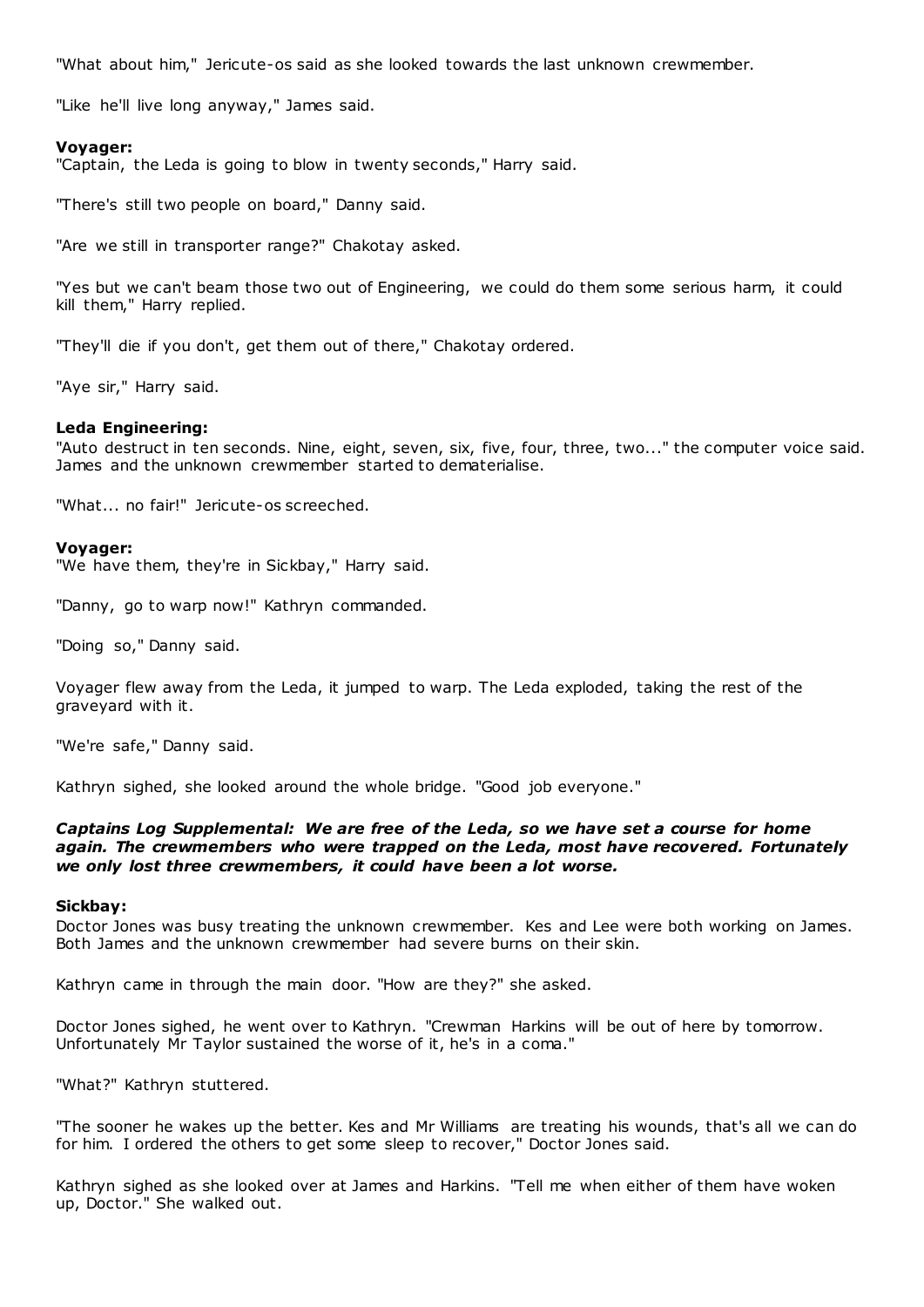"What about him," Jericute-os said as she looked towards the last unknown crewmember.

"Like he'll live long anyway," James said.

**Voyager:**
"Captain, the Leda is going to blow in twenty seconds," Harry said.

"There's still two people on board," Danny said.

"Are we still in transporter range?" Chakotay asked.

"Yes but we can't beam those two out of Engineering, we could do them some serious harm, it could kill them," Harry replied.

"They'll die if you don't, get them out of there," Chakotay ordered.

"Aye sir," Harry said.

**Leda Engineering:**
"Auto destruct in ten seconds. Nine, eight, seven, six, five, four, three, two..." the computer voice said. James and the unknown crewmember started to dematerialise.

"What... no fair!" Jericute-os screeched.

**Voyager:**
"We have them, they're in Sickbay," Harry said.

"Danny, go to warp now!" Kathryn commanded.

"Doing so," Danny said.

Voyager flew away from the Leda, it jumped to warp. The Leda exploded, taking the rest of the graveyard with it.

"We're safe," Danny said.

Kathryn sighed, she looked around the whole bridge. "Good job everyone."

***Captains Log Supplemental: We are free of the Leda, so we have set a course for home again. The crewmembers who were trapped on the Leda, most have recovered. Fortunately we only lost three crewmembers, it could have been a lot worse.***

**Sickbay:**
Doctor Jones was busy treating the unknown crewmember. Kes and Lee were both working on James. Both James and the unknown crewmember had severe burns on their skin.

Kathryn came in through the main door. "How are they?" she asked.

Doctor Jones sighed, he went over to Kathryn. "Crewman Harkins will be out of here by tomorrow. Unfortunately Mr Taylor sustained the worse of it, he's in a coma."

"What?" Kathryn stuttered.

"The sooner he wakes up the better. Kes and Mr Williams are treating his wounds, that's all we can do for him. I ordered the others to get some sleep to recover," Doctor Jones said.

Kathryn sighed as she looked over at James and Harkins. "Tell me when either of them have woken up, Doctor." She walked out.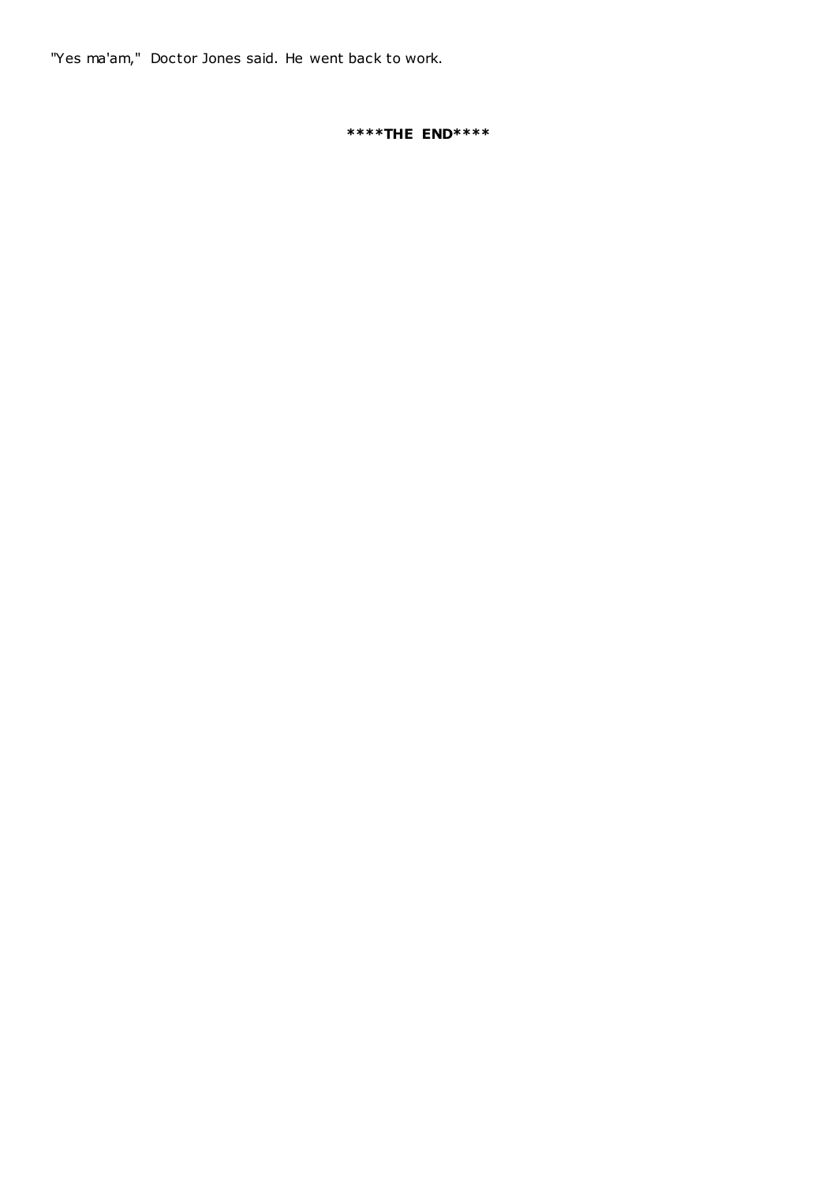"Yes ma'am," Doctor Jones said. He went back to work.

**\*\*\*\*THE END\*\*\*\***

"Yes ma'am," Doctor Jones said. He went back to work.

****THE END****